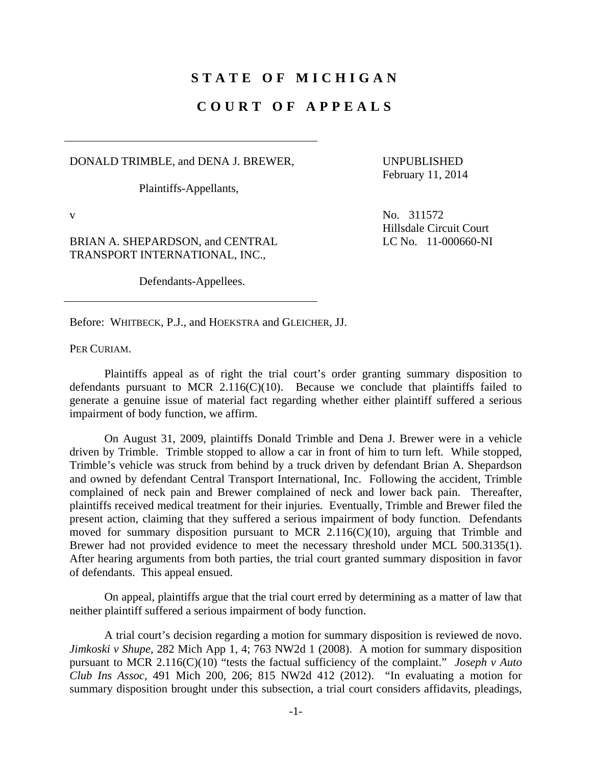# STATE OF MICHIGAN

# COURT OF APPEALS

DONALD TRIMBLE, and DENA J. BREWER,

Plaintiffs-Appellants,

v

BRIAN A. SHEPARDSON, and CENTRAL TRANSPORT INTERNATIONAL, INC.,

Defendants-Appellees.

UNPUBLISHED
February 11, 2014

No. 311572
Hillsdale Circuit Court
LC No. 11-000660-NI

Before: WHITBECK, P.J., and HOEKSTRA and GLEICHER, JJ.

PER CURIAM.

Plaintiffs appeal as of right the trial court's order granting summary disposition to defendants pursuant to MCR 2.116(C)(10). Because we conclude that plaintiffs failed to generate a genuine issue of material fact regarding whether either plaintiff suffered a serious impairment of body function, we affirm.

On August 31, 2009, plaintiffs Donald Trimble and Dena J. Brewer were in a vehicle driven by Trimble. Trimble stopped to allow a car in front of him to turn left. While stopped, Trimble's vehicle was struck from behind by a truck driven by defendant Brian A. Shepardson and owned by defendant Central Transport International, Inc. Following the accident, Trimble complained of neck pain and Brewer complained of neck and lower back pain. Thereafter, plaintiffs received medical treatment for their injuries. Eventually, Trimble and Brewer filed the present action, claiming that they suffered a serious impairment of body function. Defendants moved for summary disposition pursuant to MCR 2.116(C)(10), arguing that Trimble and Brewer had not provided evidence to meet the necessary threshold under MCL 500.3135(1). After hearing arguments from both parties, the trial court granted summary disposition in favor of defendants. This appeal ensued.

On appeal, plaintiffs argue that the trial court erred by determining as a matter of law that neither plaintiff suffered a serious impairment of body function.

A trial court's decision regarding a motion for summary disposition is reviewed de novo. *Jimkoski v Shupe*, 282 Mich App 1, 4; 763 NW2d 1 (2008). A motion for summary disposition pursuant to MCR 2.116(C)(10) "tests the factual sufficiency of the complaint." *Joseph v Auto Club Ins Assoc*, 491 Mich 200, 206; 815 NW2d 412 (2012). "In evaluating a motion for summary disposition brought under this subsection, a trial court considers affidavits, pleadings,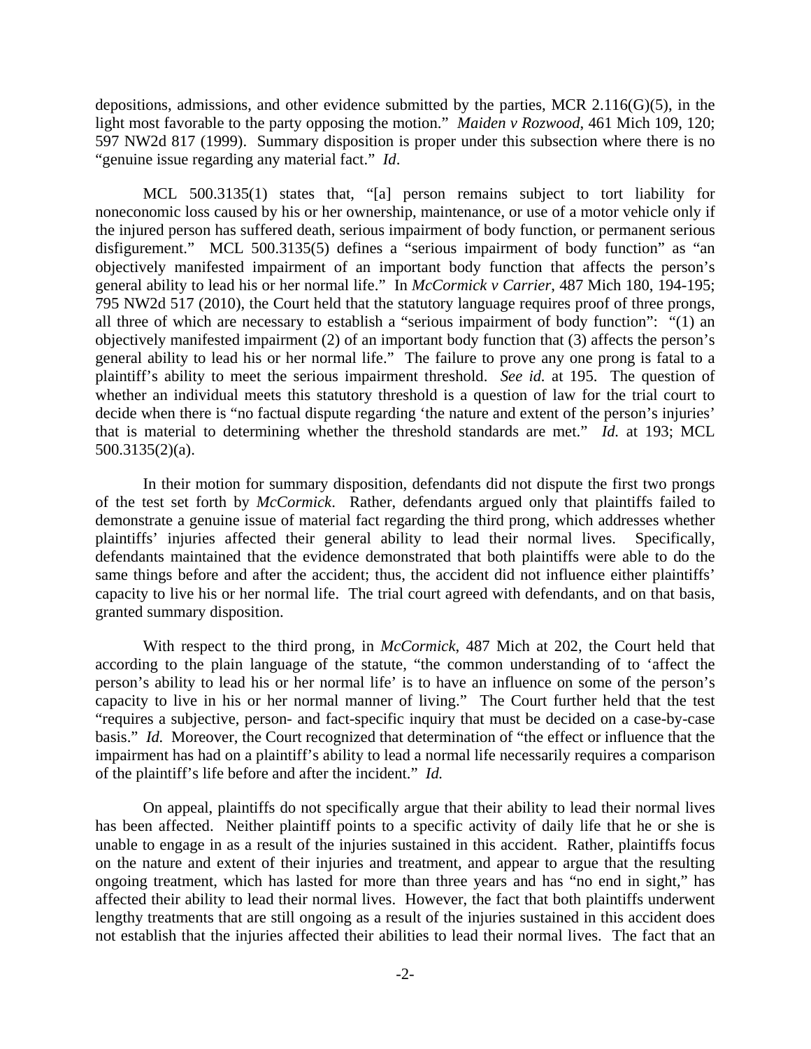depositions, admissions, and other evidence submitted by the parties, MCR 2.116(G)(5), in the light most favorable to the party opposing the motion." *Maiden v Rozwood*, 461 Mich 109, 120; 597 NW2d 817 (1999). Summary disposition is proper under this subsection where there is no "genuine issue regarding any material fact." *Id*.

MCL 500.3135(1) states that, "[a] person remains subject to tort liability for noneconomic loss caused by his or her ownership, maintenance, or use of a motor vehicle only if the injured person has suffered death, serious impairment of body function, or permanent serious disfigurement." MCL 500.3135(5) defines a "serious impairment of body function" as "an objectively manifested impairment of an important body function that affects the person's general ability to lead his or her normal life." In *McCormick v Carrier*, 487 Mich 180, 194-195; 795 NW2d 517 (2010), the Court held that the statutory language requires proof of three prongs, all three of which are necessary to establish a "serious impairment of body function": "(1) an objectively manifested impairment (2) of an important body function that (3) affects the person's general ability to lead his or her normal life." The failure to prove any one prong is fatal to a plaintiff's ability to meet the serious impairment threshold. *See id.* at 195. The question of whether an individual meets this statutory threshold is a question of law for the trial court to decide when there is "no factual dispute regarding 'the nature and extent of the person's injuries' that is material to determining whether the threshold standards are met." *Id.* at 193; MCL 500.3135(2)(a).

In their motion for summary disposition, defendants did not dispute the first two prongs of the test set forth by *McCormick*. Rather, defendants argued only that plaintiffs failed to demonstrate a genuine issue of material fact regarding the third prong, which addresses whether plaintiffs' injuries affected their general ability to lead their normal lives. Specifically, defendants maintained that the evidence demonstrated that both plaintiffs were able to do the same things before and after the accident; thus, the accident did not influence either plaintiffs' capacity to live his or her normal life. The trial court agreed with defendants, and on that basis, granted summary disposition.

With respect to the third prong, in *McCormick*, 487 Mich at 202, the Court held that according to the plain language of the statute, "the common understanding of to 'affect the person's ability to lead his or her normal life' is to have an influence on some of the person's capacity to live in his or her normal manner of living." The Court further held that the test "requires a subjective, person- and fact-specific inquiry that must be decided on a case-by-case basis." *Id.* Moreover, the Court recognized that determination of "the effect or influence that the impairment has had on a plaintiff's ability to lead a normal life necessarily requires a comparison of the plaintiff's life before and after the incident." *Id.*

On appeal, plaintiffs do not specifically argue that their ability to lead their normal lives has been affected. Neither plaintiff points to a specific activity of daily life that he or she is unable to engage in as a result of the injuries sustained in this accident. Rather, plaintiffs focus on the nature and extent of their injuries and treatment, and appear to argue that the resulting ongoing treatment, which has lasted for more than three years and has "no end in sight," has affected their ability to lead their normal lives. However, the fact that both plaintiffs underwent lengthy treatments that are still ongoing as a result of the injuries sustained in this accident does not establish that the injuries affected their abilities to lead their normal lives. The fact that an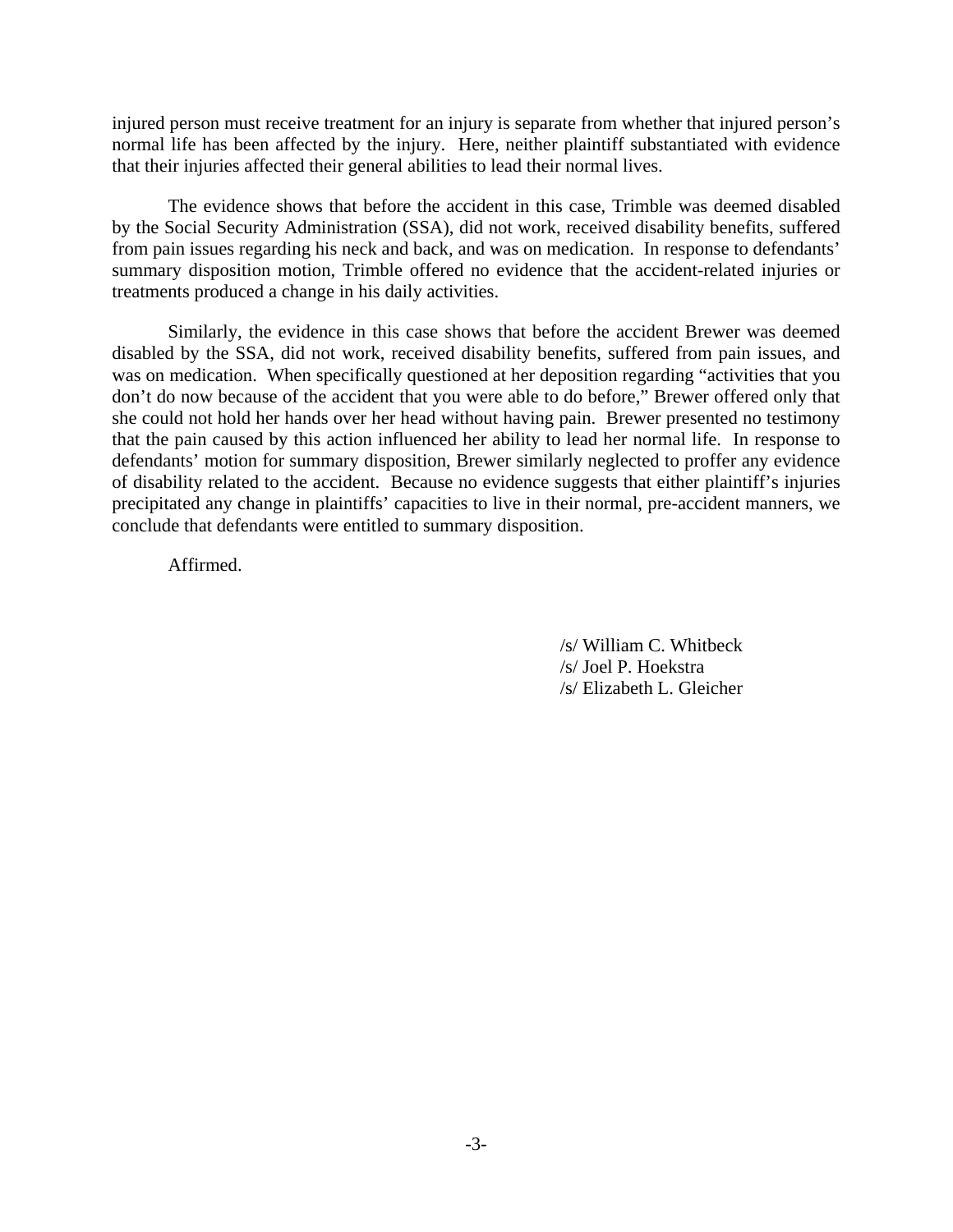injured person must receive treatment for an injury is separate from whether that injured person's normal life has been affected by the injury. Here, neither plaintiff substantiated with evidence that their injuries affected their general abilities to lead their normal lives.

The evidence shows that before the accident in this case, Trimble was deemed disabled by the Social Security Administration (SSA), did not work, received disability benefits, suffered from pain issues regarding his neck and back, and was on medication. In response to defendants' summary disposition motion, Trimble offered no evidence that the accident-related injuries or treatments produced a change in his daily activities.

Similarly, the evidence in this case shows that before the accident Brewer was deemed disabled by the SSA, did not work, received disability benefits, suffered from pain issues, and was on medication. When specifically questioned at her deposition regarding "activities that you don't do now because of the accident that you were able to do before," Brewer offered only that she could not hold her hands over her head without having pain. Brewer presented no testimony that the pain caused by this action influenced her ability to lead her normal life. In response to defendants' motion for summary disposition, Brewer similarly neglected to proffer any evidence of disability related to the accident. Because no evidence suggests that either plaintiff's injuries precipitated any change in plaintiffs' capacities to live in their normal, pre-accident manners, we conclude that defendants were entitled to summary disposition.

Affirmed.

/s/ William C. Whitbeck
/s/ Joel P. Hoekstra
/s/ Elizabeth L. Gleicher